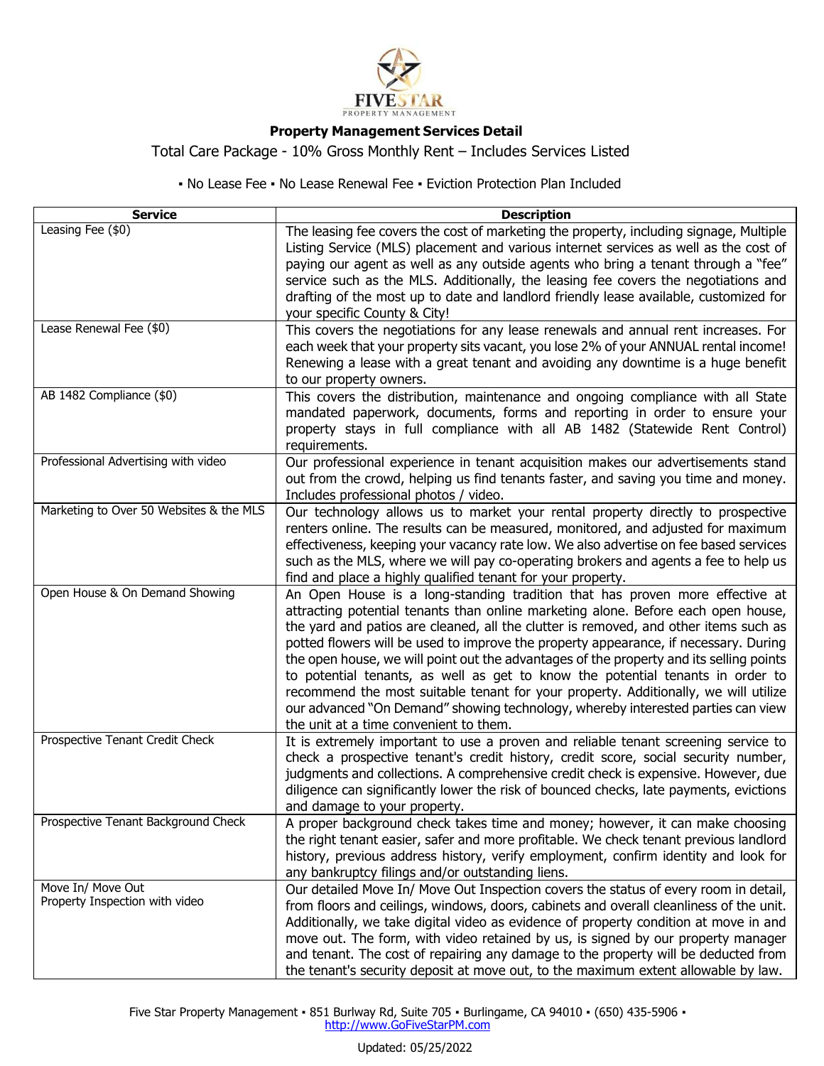# Property Management Services Detail

Total Care Package - 10% Gross Monthly Rent – Includes Services Listed

▪ No Lease Fee ▪ No Lease Renewal Fee ▪ Eviction Protection Plan Included

| Service | Description |
|---|---|
| Leasing Fee ($0) | The leasing fee covers the cost of marketing the property, including signage, Multiple Listing Service (MLS) placement and various internet services as well as the cost of paying our agent as well as any outside agents who bring a tenant through a "fee" service such as the MLS. Additionally, the leasing fee covers the negotiations and drafting of the most up to date and landlord friendly lease available, customized for your specific County & City! |
| Lease Renewal Fee ($0) | This covers the negotiations for any lease renewals and annual rent increases. For each week that your property sits vacant, you lose 2% of your ANNUAL rental income! Renewing a lease with a great tenant and avoiding any downtime is a huge benefit to our property owners. |
| AB 1482 Compliance ($0) | This covers the distribution, maintenance and ongoing compliance with all State mandated paperwork, documents, forms and reporting in order to ensure your property stays in full compliance with all AB 1482 (Statewide Rent Control) requirements. |
| Professional Advertising with video | Our professional experience in tenant acquisition makes our advertisements stand out from the crowd, helping us find tenants faster, and saving you time and money. Includes professional photos / video. |
| Marketing to Over 50 Websites & the MLS | Our technology allows us to market your rental property directly to prospective renters online. The results can be measured, monitored, and adjusted for maximum effectiveness, keeping your vacancy rate low. We also advertise on fee based services such as the MLS, where we will pay co-operating brokers and agents a fee to help us find and place a highly qualified tenant for your property. |
| Open House & On Demand Showing | An Open House is a long-standing tradition that has proven more effective at attracting potential tenants than online marketing alone. Before each open house, the yard and patios are cleaned, all the clutter is removed, and other items such as potted flowers will be used to improve the property appearance, if necessary. During the open house, we will point out the advantages of the property and its selling points to potential tenants, as well as get to know the potential tenants in order to recommend the most suitable tenant for your property. Additionally, we will utilize our advanced "On Demand" showing technology, whereby interested parties can view the unit at a time convenient to them. |
| Prospective Tenant Credit Check | It is extremely important to use a proven and reliable tenant screening service to check a prospective tenant's credit history, credit score, social security number, judgments and collections. A comprehensive credit check is expensive. However, due diligence can significantly lower the risk of bounced checks, late payments, evictions and damage to your property. |
| Prospective Tenant Background Check | A proper background check takes time and money; however, it can make choosing the right tenant easier, safer and more profitable. We check tenant previous landlord history, previous address history, verify employment, confirm identity and look for any bankruptcy filings and/or outstanding liens. |
| Move In/ Move Out Property Inspection with video | Our detailed Move In/ Move Out Inspection covers the status of every room in detail, from floors and ceilings, windows, doors, cabinets and overall cleanliness of the unit. Additionally, we take digital video as evidence of property condition at move in and move out. The form, with video retained by us, is signed by our property manager and tenant. The cost of repairing any damage to the property will be deducted from the tenant's security deposit at move out, to the maximum extent allowable by law. |

Five Star Property Management ▪ 851 Burlway Rd, Suite 705 ▪ Burlingame, CA 94010 ▪ (650) 435-5906 ▪ http://www.GoFiveStarPM.com

Updated: 05/25/2022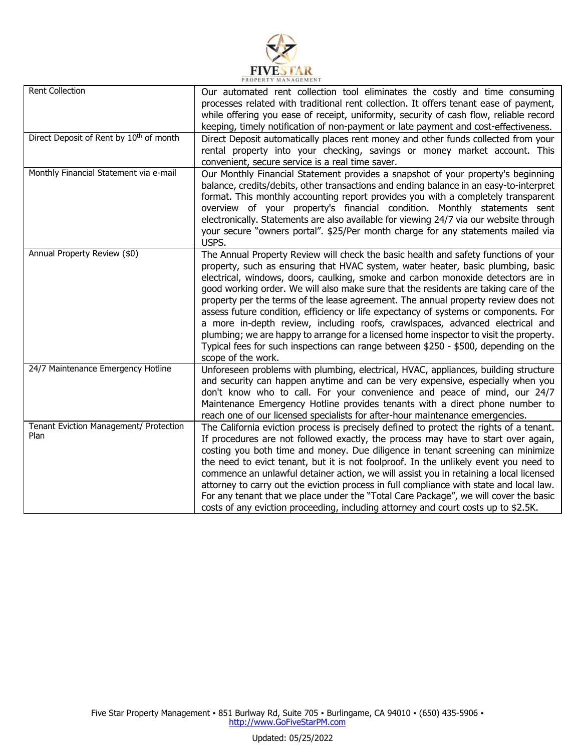| | |
|---|---|
| Rent Collection | Our automated rent collection tool eliminates the costly and time consuming processes related with traditional rent collection. It offers tenant ease of payment, while offering you ease of receipt, uniformity, security of cash flow, reliable record keeping, timely notification of non-payment or late payment and cost-effectiveness. |
| Direct Deposit of Rent by 10th of month | Direct Deposit automatically places rent money and other funds collected from your rental property into your checking, savings or money market account. This convenient, secure service is a real time saver. |
| Monthly Financial Statement via e-mail | Our Monthly Financial Statement provides a snapshot of your property's beginning balance, credits/debits, other transactions and ending balance in an easy-to-interpret format. This monthly accounting report provides you with a completely transparent overview of your property's financial condition. Monthly statements sent electronically. Statements are also available for viewing 24/7 via our website through your secure "owners portal". $25/Per month charge for any statements mailed via USPS. |
| Annual Property Review ($0) | The Annual Property Review will check the basic health and safety functions of your property, such as ensuring that HVAC system, water heater, basic plumbing, basic electrical, windows, doors, caulking, smoke and carbon monoxide detectors are in good working order. We will also make sure that the residents are taking care of the property per the terms of the lease agreement. The annual property review does not assess future condition, efficiency or life expectancy of systems or components. For a more in-depth review, including roofs, crawlspaces, advanced electrical and plumbing; we are happy to arrange for a licensed home inspector to visit the property. Typical fees for such inspections can range between $250 - $500, depending on the scope of the work. |
| 24/7 Maintenance Emergency Hotline | Unforeseen problems with plumbing, electrical, HVAC, appliances, building structure and security can happen anytime and can be very expensive, especially when you don't know who to call. For your convenience and peace of mind, our 24/7 Maintenance Emergency Hotline provides tenants with a direct phone number to reach one of our licensed specialists for after-hour maintenance emergencies. |
| Tenant Eviction Management/ Protection Plan | The California eviction process is precisely defined to protect the rights of a tenant. If procedures are not followed exactly, the process may have to start over again, costing you both time and money. Due diligence in tenant screening can minimize the need to evict tenant, but it is not foolproof. In the unlikely event you need to commence an unlawful detainer action, we will assist you in retaining a local licensed attorney to carry out the eviction process in full compliance with state and local law. For any tenant that we place under the "Total Care Package", we will cover the basic costs of any eviction proceeding, including attorney and court costs up to $2.5K. |

Five Star Property Management ▪ 851 Burlway Rd, Suite 705 ▪ Burlingame, CA 94010 ▪ (650) 435-5906 ▪ http://www.GoFiveStarPM.com

Updated: 05/25/2022